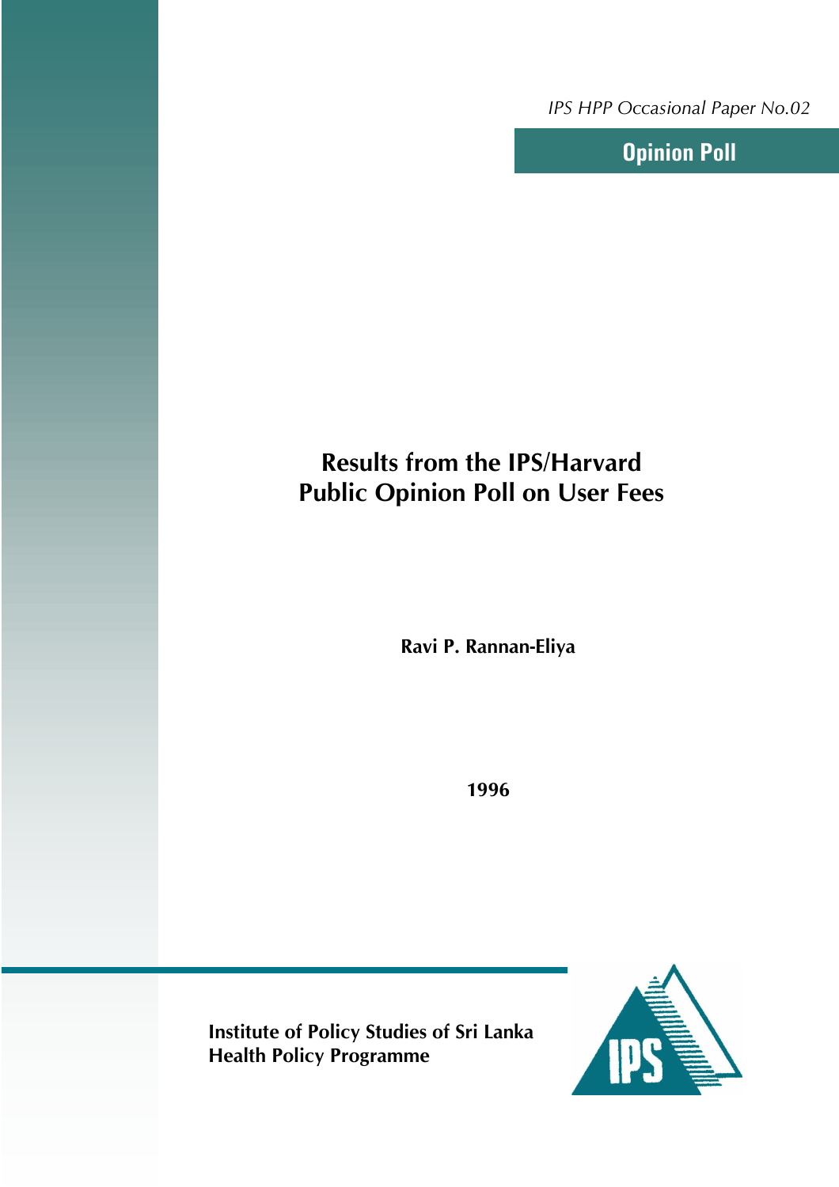*IPS HPP Occasional Paper No.02*

**Opinion Poll**

# Results from the IPS/Harvard Public Opinion Poll on User Fees

**Ravi P. Rannan-Eliya**

**1996**

**Institute of Policy Studies of Sri Lanka**
**Health Policy Programme**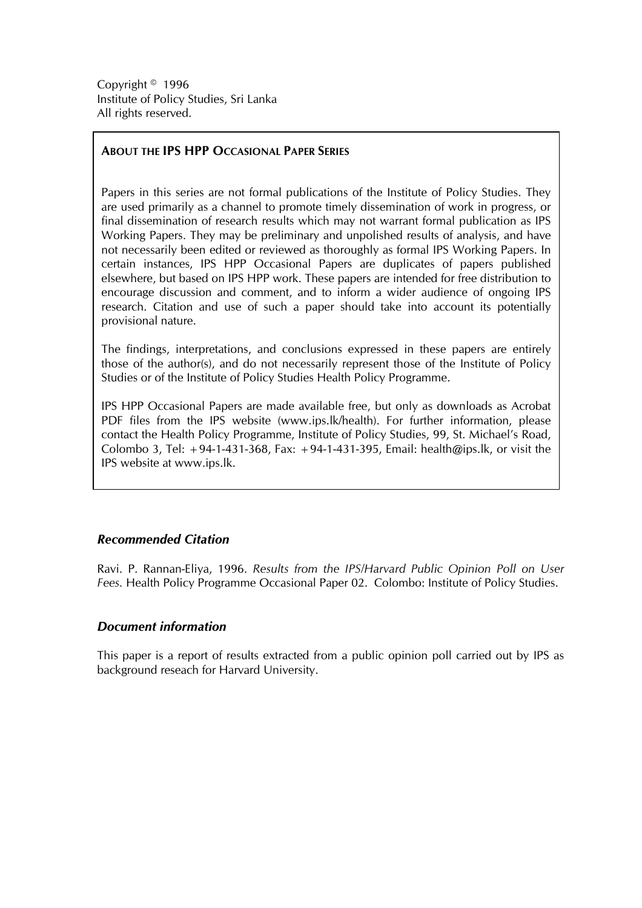Copyright © 1996
Institute of Policy Studies, Sri Lanka
All rights reserved.

**ABOUT THE IPS HPP OCCASIONAL PAPER SERIES**

Papers in this series are not formal publications of the Institute of Policy Studies. They are used primarily as a channel to promote timely dissemination of work in progress, or final dissemination of research results which may not warrant formal publication as IPS Working Papers. They may be preliminary and unpolished results of analysis, and have not necessarily been edited or reviewed as thoroughly as formal IPS Working Papers. In certain instances, IPS HPP Occasional Papers are duplicates of papers published elsewhere, but based on IPS HPP work. These papers are intended for free distribution to encourage discussion and comment, and to inform a wider audience of ongoing IPS research. Citation and use of such a paper should take into account its potentially provisional nature.

The findings, interpretations, and conclusions expressed in these papers are entirely those of the author(s), and do not necessarily represent those of the Institute of Policy Studies or of the Institute of Policy Studies Health Policy Programme.

IPS HPP Occasional Papers are made available free, but only as downloads as Acrobat PDF files from the IPS website (www.ips.lk/health). For further information, please contact the Health Policy Programme, Institute of Policy Studies, 99, St. Michael's Road, Colombo 3, Tel: +94-1-431-368, Fax: +94-1-431-395, Email: health@ips.lk, or visit the IPS website at www.ips.lk.

### *Recommended Citation*

Ravi. P. Rannan-Eliya, 1996. *Results from the IPS/Harvard Public Opinion Poll on User Fees*. Health Policy Programme Occasional Paper 02. Colombo: Institute of Policy Studies.

### *Document information*

This paper is a report of results extracted from a public opinion poll carried out by IPS as background reseach for Harvard University.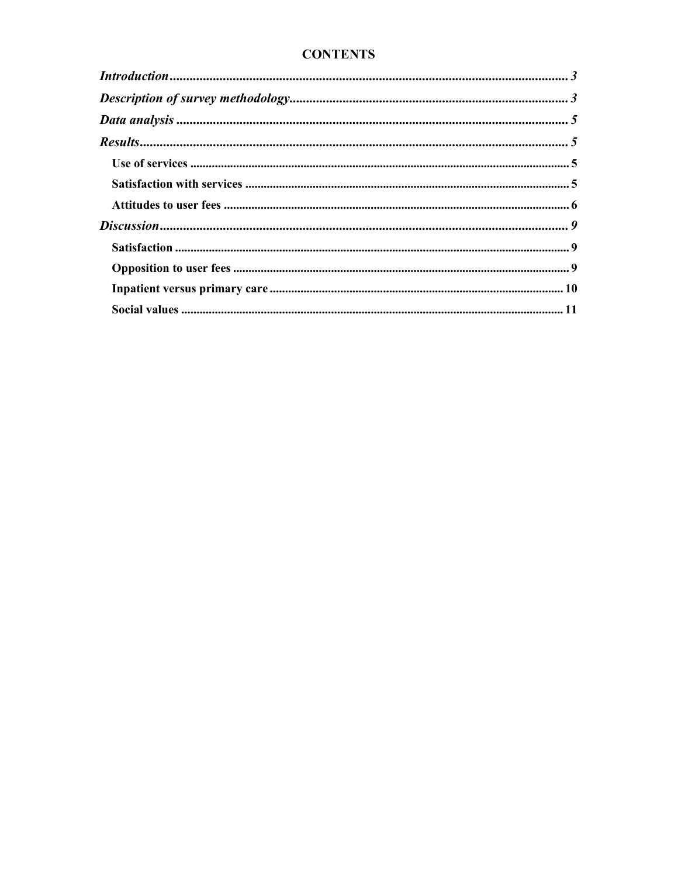# CONTENTS

*Introduction* ........................................................................................................... 3

*Description of survey methodology* ..................................................................... 3

*Data analysis* ......................................................................................................... 5

*Results* ................................................................................................................... 5

**Use of services** ..................................................................................................... 5

**Satisfaction with services** .................................................................................... 5

**Attitudes to user fees** ........................................................................................... 6

*Discussion* .............................................................................................................. 9

**Satisfaction** .......................................................................................................... 9

**Opposition to user fees** ........................................................................................ 9

**Inpatient versus primary care** ............................................................................ 10

**Social values** ....................................................................................................... 11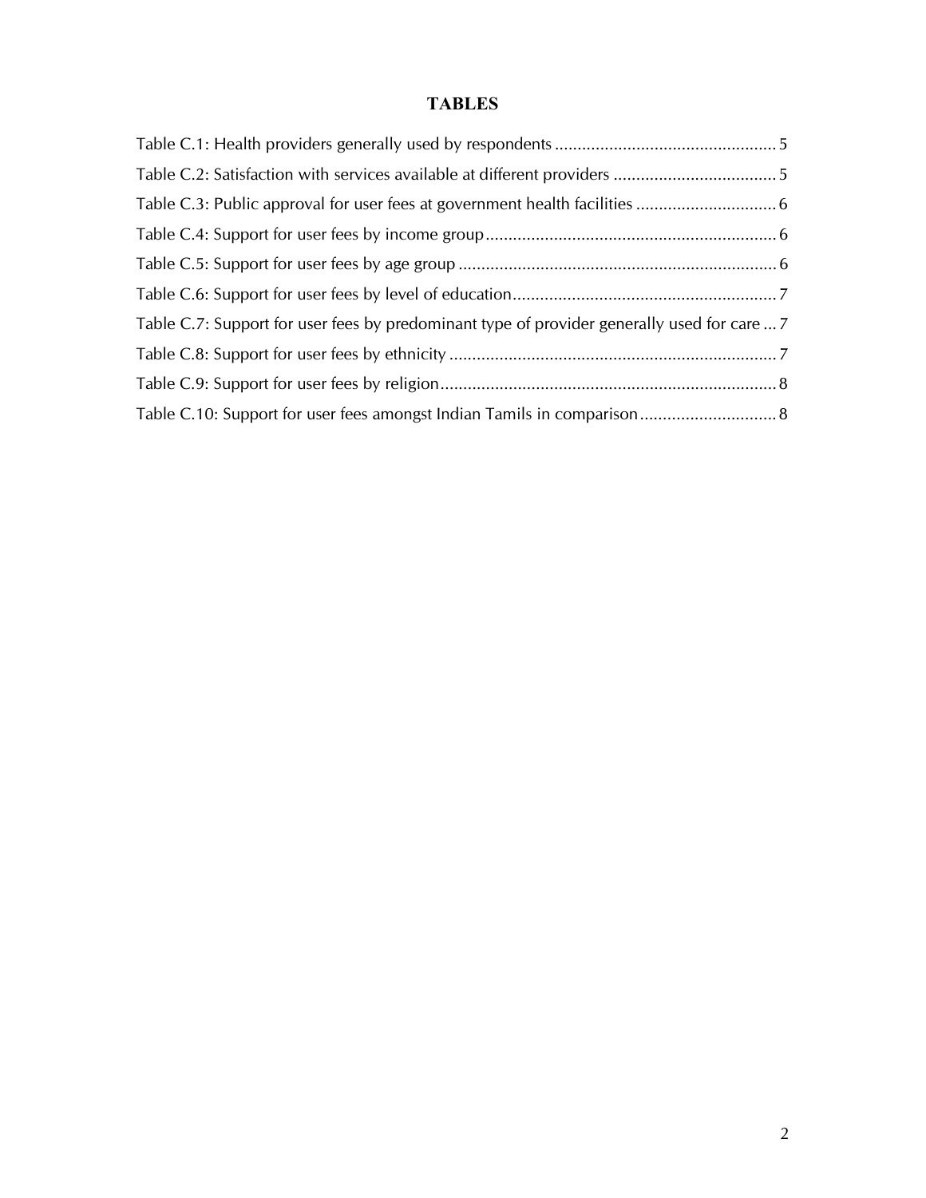# TABLES

Table C.1: Health providers generally used by respondents ................................................. 5

Table C.2: Satisfaction with services available at different providers .................................... 5

Table C.3: Public approval for user fees at government health facilities ............................... 6

Table C.4: Support for user fees by income group ................................................................ 6

Table C.5: Support for user fees by age group ...................................................................... 6

Table C.6: Support for user fees by level of education .......................................................... 7

Table C.7: Support for user fees by predominant type of provider generally used for care ... 7

Table C.8: Support for user fees by ethnicity ........................................................................ 7

Table C.9: Support for user fees by religion .......................................................................... 8

Table C.10: Support for user fees amongst Indian Tamils in comparison .............................. 8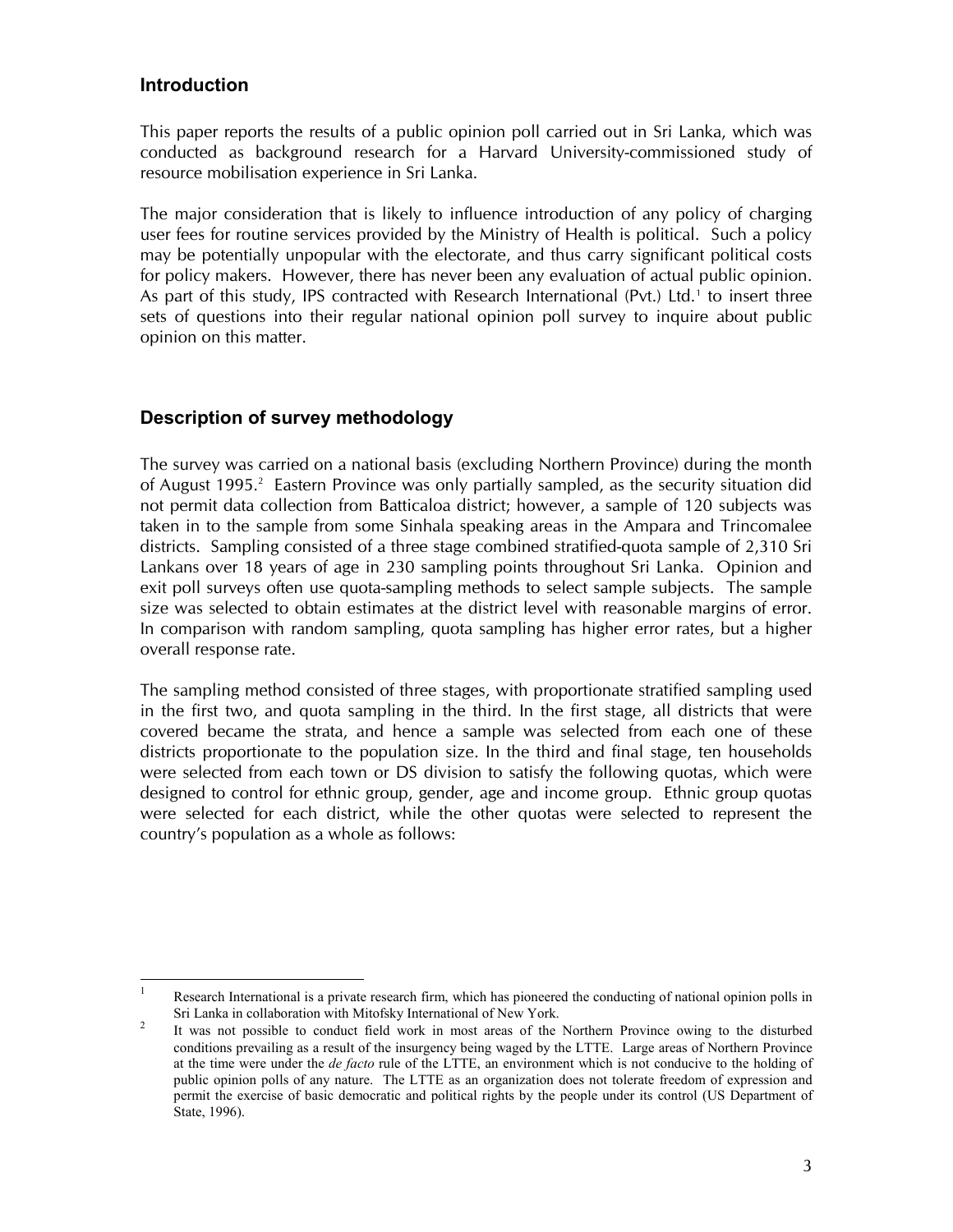## Introduction

This paper reports the results of a public opinion poll carried out in Sri Lanka, which was conducted as background research for a Harvard University-commissioned study of resource mobilisation experience in Sri Lanka.

The major consideration that is likely to influence introduction of any policy of charging user fees for routine services provided by the Ministry of Health is political. Such a policy may be potentially unpopular with the electorate, and thus carry significant political costs for policy makers. However, there has never been any evaluation of actual public opinion. As part of this study, IPS contracted with Research International (Pvt.) Ltd.[1] to insert three sets of questions into their regular national opinion poll survey to inquire about public opinion on this matter.

## Description of survey methodology

The survey was carried on a national basis (excluding Northern Province) during the month of August 1995.[2] Eastern Province was only partially sampled, as the security situation did not permit data collection from Batticaloa district; however, a sample of 120 subjects was taken in to the sample from some Sinhala speaking areas in the Ampara and Trincomalee districts. Sampling consisted of a three stage combined stratified-quota sample of 2,310 Sri Lankans over 18 years of age in 230 sampling points throughout Sri Lanka. Opinion and exit poll surveys often use quota-sampling methods to select sample subjects. The sample size was selected to obtain estimates at the district level with reasonable margins of error. In comparison with random sampling, quota sampling has higher error rates, but a higher overall response rate.

The sampling method consisted of three stages, with proportionate stratified sampling used in the first two, and quota sampling in the third. In the first stage, all districts that were covered became the strata, and hence a sample was selected from each one of these districts proportionate to the population size. In the third and final stage, ten households were selected from each town or DS division to satisfy the following quotas, which were designed to control for ethnic group, gender, age and income group. Ethnic group quotas were selected for each district, while the other quotas were selected to represent the country's population as a whole as follows:

[1] Research International is a private research firm, which has pioneered the conducting of national opinion polls in Sri Lanka in collaboration with Mitofsky International of New York.

[2] It was not possible to conduct field work in most areas of the Northern Province owing to the disturbed conditions prevailing as a result of the insurgency being waged by the LTTE. Large areas of Northern Province at the time were under the *de facto* rule of the LTTE, an environment which is not conducive to the holding of public opinion polls of any nature. The LTTE as an organization does not tolerate freedom of expression and permit the exercise of basic democratic and political rights by the people under its control (US Department of State, 1996).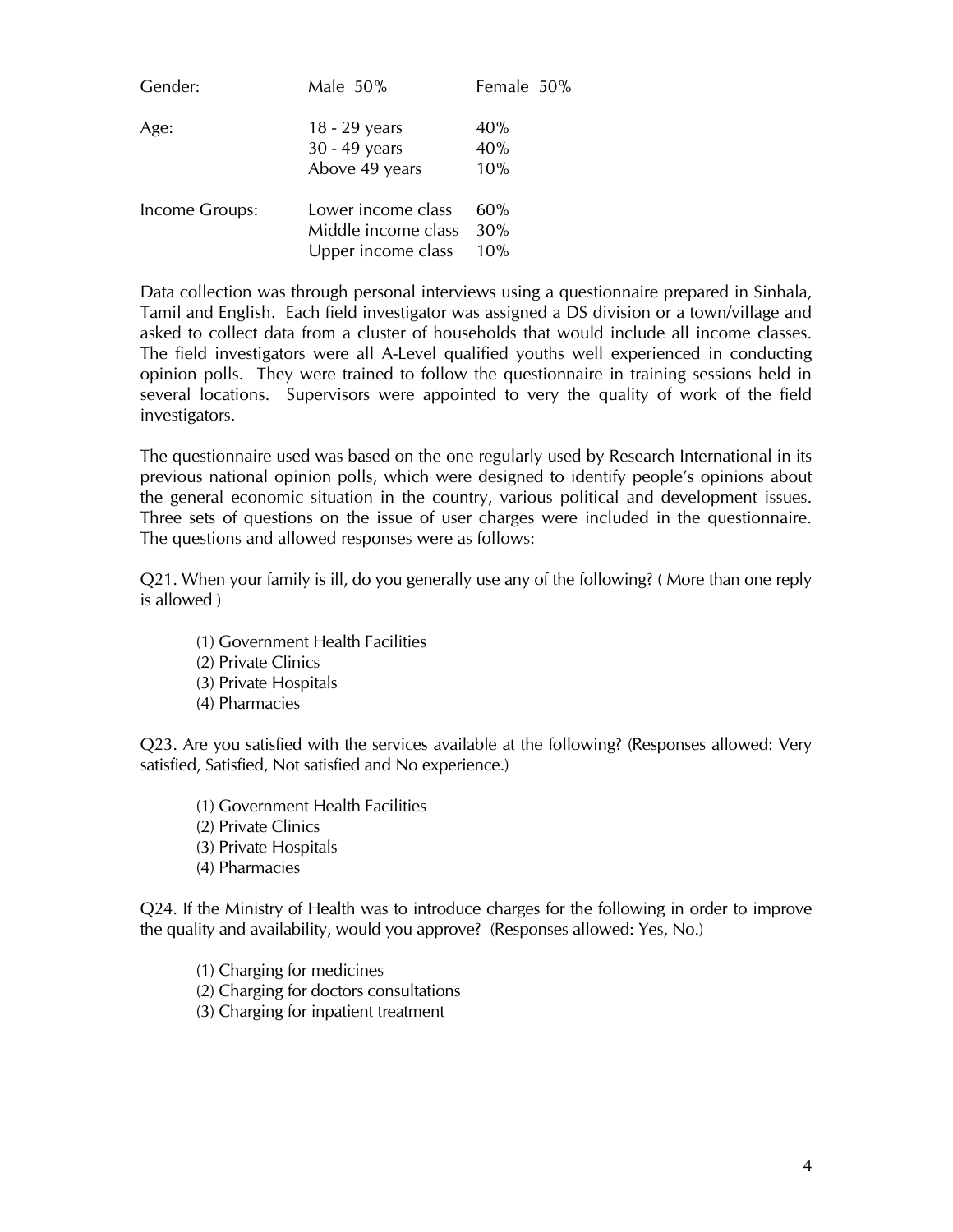| | | |
|---|---|---|
| Gender: | Male 50% | Female 50% |
| Age: | 18 - 29 years | 40% |
| | 30 - 49 years | 40% |
| | Above 49 years | 10% |
| Income Groups: | Lower income class | 60% |
| | Middle income class | 30% |
| | Upper income class | 10% |

Data collection was through personal interviews using a questionnaire prepared in Sinhala, Tamil and English. Each field investigator was assigned a DS division or a town/village and asked to collect data from a cluster of households that would include all income classes. The field investigators were all A-Level qualified youths well experienced in conducting opinion polls. They were trained to follow the questionnaire in training sessions held in several locations. Supervisors were appointed to very the quality of work of the field investigators.

The questionnaire used was based on the one regularly used by Research International in its previous national opinion polls, which were designed to identify people's opinions about the general economic situation in the country, various political and development issues. Three sets of questions on the issue of user charges were included in the questionnaire. The questions and allowed responses were as follows:

Q21. When your family is ill, do you generally use any of the following? ( More than one reply is allowed )

(1) Government Health Facilities
(2) Private Clinics
(3) Private Hospitals
(4) Pharmacies

Q23. Are you satisfied with the services available at the following? (Responses allowed: Very satisfied, Satisfied, Not satisfied and No experience.)

(1) Government Health Facilities
(2) Private Clinics
(3) Private Hospitals
(4) Pharmacies

Q24. If the Ministry of Health was to introduce charges for the following in order to improve the quality and availability, would you approve? (Responses allowed: Yes, No.)

(1) Charging for medicines
(2) Charging for doctors consultations
(3) Charging for inpatient treatment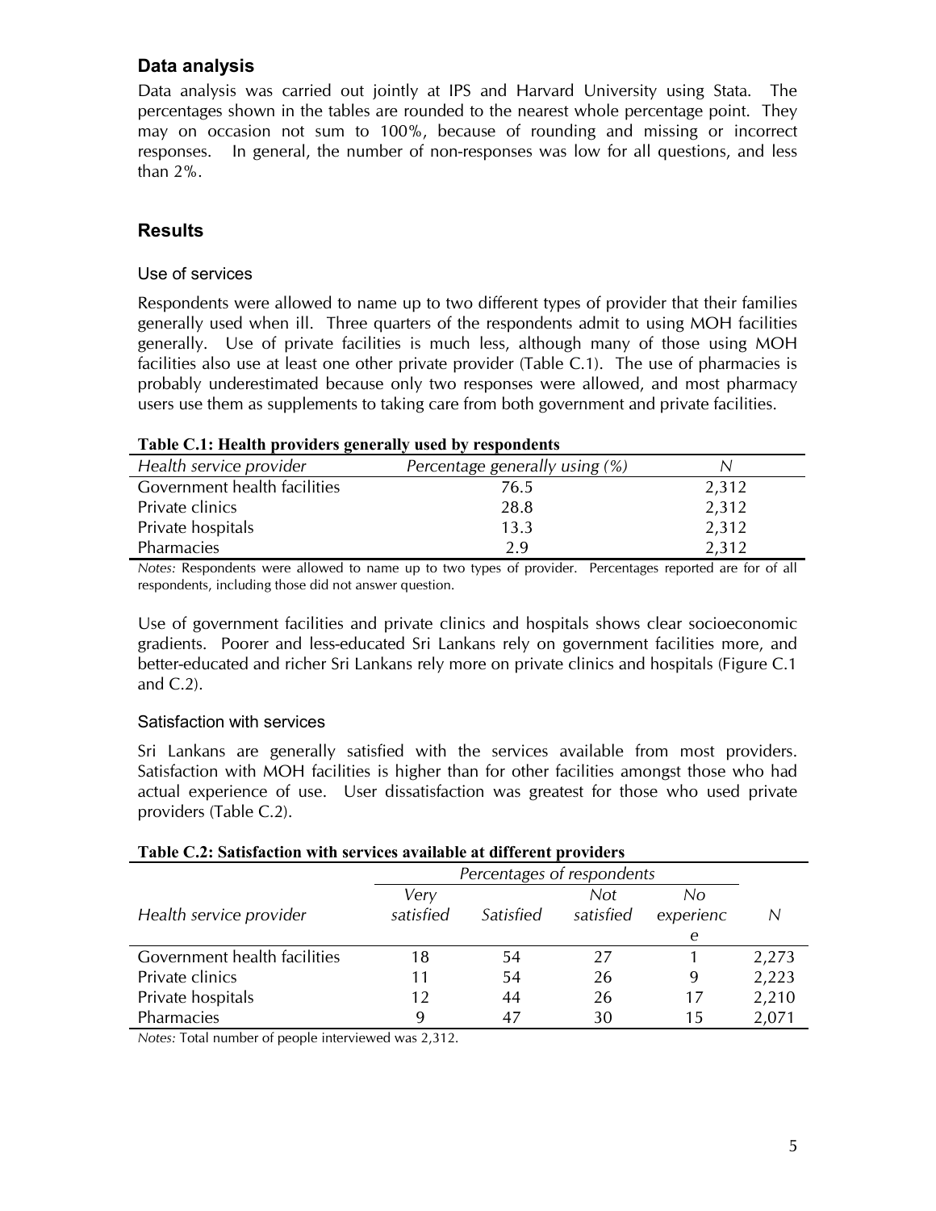## Data analysis

Data analysis was carried out jointly at IPS and Harvard University using Stata. The percentages shown in the tables are rounded to the nearest whole percentage point. They may on occasion not sum to 100%, because of rounding and missing or incorrect responses. In general, the number of non-responses was low for all questions, and less than 2%.

## Results

### Use of services

Respondents were allowed to name up to two different types of provider that their families generally used when ill. Three quarters of the respondents admit to using MOH facilities generally. Use of private facilities is much less, although many of those using MOH facilities also use at least one other private provider (Table C.1). The use of pharmacies is probably underestimated because only two responses were allowed, and most pharmacy users use them as supplements to taking care from both government and private facilities.

**Table C.1: Health providers generally used by respondents**

| *Health service provider* | *Percentage generally using (%)* | *N* |
|---|---|---|
| Government health facilities | 76.5 | 2,312 |
| Private clinics | 28.8 | 2,312 |
| Private hospitals | 13.3 | 2,312 |
| Pharmacies | 2.9 | 2,312 |

*Notes:* Respondents were allowed to name up to two types of provider. Percentages reported are for of all respondents, including those did not answer question.

Use of government facilities and private clinics and hospitals shows clear socioeconomic gradients. Poorer and less-educated Sri Lankans rely on government facilities more, and better-educated and richer Sri Lankans rely more on private clinics and hospitals (Figure C.1 and C.2).

### Satisfaction with services

Sri Lankans are generally satisfied with the services available from most providers. Satisfaction with MOH facilities is higher than for other facilities amongst those who had actual experience of use. User dissatisfaction was greatest for those who used private providers (Table C.2).

**Table C.2: Satisfaction with services available at different providers**

| | *Percentages of respondents* | | | | |
|---|---|---|---|---|---|
| *Health service provider* | *Very satisfied* | *Satisfied* | *Not satisfied* | *No experience* | *N* |
| Government health facilities | 18 | 54 | 27 | 1 | 2,273 |
| Private clinics | 11 | 54 | 26 | 9 | 2,223 |
| Private hospitals | 12 | 44 | 26 | 17 | 2,210 |
| Pharmacies | 9 | 47 | 30 | 15 | 2,071 |

*Notes:* Total number of people interviewed was 2,312.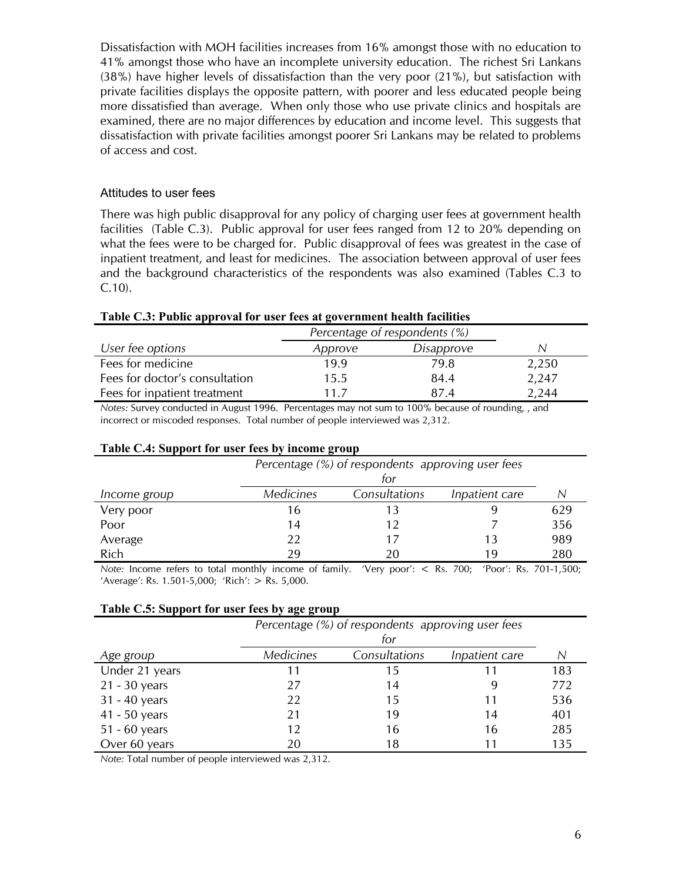Dissatisfaction with MOH facilities increases from 16% amongst those with no education to 41% amongst those who have an incomplete university education. The richest Sri Lankans (38%) have higher levels of dissatisfaction than the very poor (21%), but satisfaction with private facilities displays the opposite pattern, with poorer and less educated people being more dissatisfied than average. When only those who use private clinics and hospitals are examined, there are no major differences by education and income level. This suggests that dissatisfaction with private facilities amongst poorer Sri Lankans may be related to problems of access and cost.

### Attitudes to user fees

There was high public disapproval for any policy of charging user fees at government health facilities (Table C.3). Public approval for user fees ranged from 12 to 20% depending on what the fees were to be charged for. Public disapproval of fees was greatest in the case of inpatient treatment, and least for medicines. The association between approval of user fees and the background characteristics of the respondents was also examined (Tables C.3 to C.10).

**Table C.3: Public approval for user fees at government health facilities**

| | *Percentage of respondents (%)* | | |
|---|---|---|---|
| *User fee options* | *Approve* | *Disapprove* | *N* |
| Fees for medicine | 19.9 | 79.8 | 2,250 |
| Fees for doctor's consultation | 15.5 | 84.4 | 2,247 |
| Fees for inpatient treatment | 11.7 | 87.4 | 2,244 |

*Notes:* Survey conducted in August 1996. Percentages may not sum to 100% because of rounding, , and incorrect or miscoded responses. Total number of people interviewed was 2,312.

**Table C.4: Support for user fees by income group**

| | *Percentage (%) of respondents approving user fees for* | | | |
|---|---|---|---|---|
| *Income group* | *Medicines* | *Consultations* | *Inpatient care* | *N* |
| Very poor | 16 | 13 | 9 | 629 |
| Poor | 14 | 12 | 7 | 356 |
| Average | 22 | 17 | 13 | 989 |
| Rich | 29 | 20 | 19 | 280 |

*Note:* Income refers to total monthly income of family. 'Very poor': < Rs. 700; 'Poor': Rs. 701-1,500; 'Average': Rs. 1.501-5,000; 'Rich': > Rs. 5,000.

**Table C.5: Support for user fees by age group**

| | *Percentage (%) of respondents approving user fees for* | | | |
|---|---|---|---|---|
| *Age group* | *Medicines* | *Consultations* | *Inpatient care* | *N* |
| Under 21 years | 11 | 15 | 11 | 183 |
| 21 - 30 years | 27 | 14 | 9 | 772 |
| 31 - 40 years | 22 | 15 | 11 | 536 |
| 41 - 50 years | 21 | 19 | 14 | 401 |
| 51 - 60 years | 12 | 16 | 16 | 285 |
| Over 60 years | 20 | 18 | 11 | 135 |

*Note:* Total number of people interviewed was 2,312.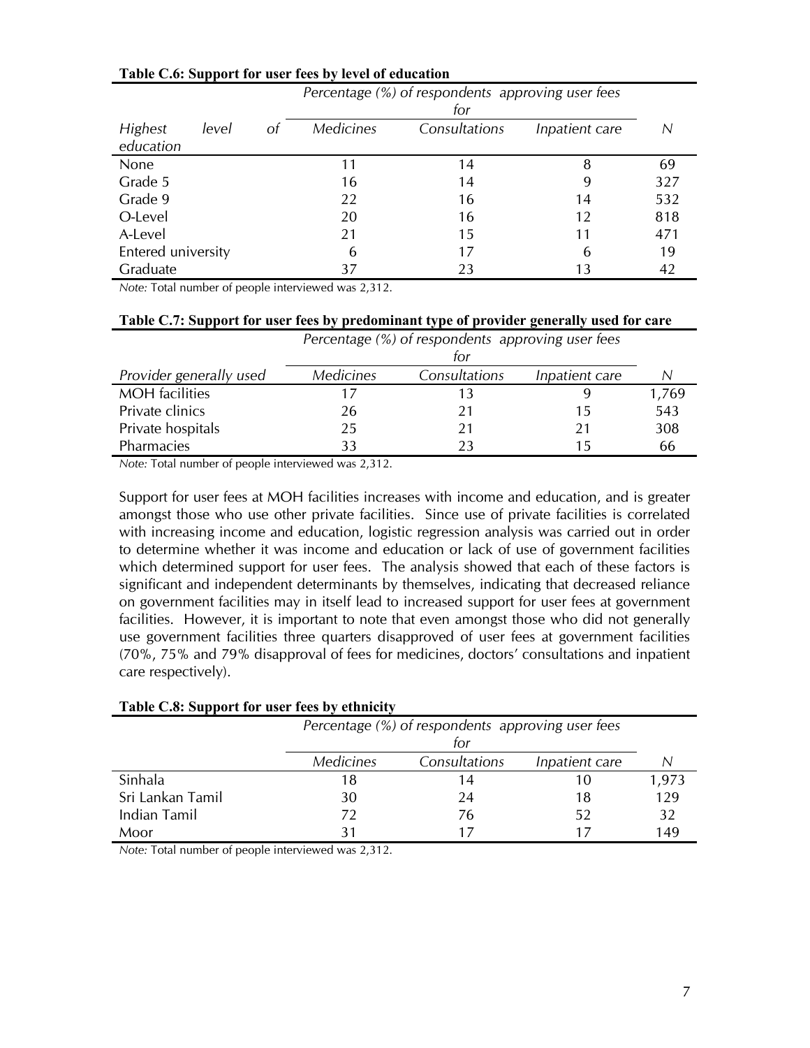**Table C.6: Support for user fees by level of education**

| Highest level of education | Percentage (%) of respondents approving user fees for | | | N |
|---|---|---|---|---|
| | *Medicines* | *Consultations* | *Inpatient care* | |
| None | 11 | 14 | 8 | 69 |
| Grade 5 | 16 | 14 | 9 | 327 |
| Grade 9 | 22 | 16 | 14 | 532 |
| O-Level | 20 | 16 | 12 | 818 |
| A-Level | 21 | 15 | 11 | 471 |
| Entered university | 6 | 17 | 6 | 19 |
| Graduate | 37 | 23 | 13 | 42 |

*Note:* Total number of people interviewed was 2,312.

**Table C.7: Support for user fees by predominant type of provider generally used for care**

| *Provider generally used* | Percentage (%) of respondents approving user fees for | | | N |
|---|---|---|---|---|
| | *Medicines* | *Consultations* | *Inpatient care* | |
| MOH facilities | 17 | 13 | 9 | 1,769 |
| Private clinics | 26 | 21 | 15 | 543 |
| Private hospitals | 25 | 21 | 21 | 308 |
| Pharmacies | 33 | 23 | 15 | 66 |

*Note:* Total number of people interviewed was 2,312.

Support for user fees at MOH facilities increases with income and education, and is greater amongst those who use other private facilities. Since use of private facilities is correlated with increasing income and education, logistic regression analysis was carried out in order to determine whether it was income and education or lack of use of government facilities which determined support for user fees. The analysis showed that each of these factors is significant and independent determinants by themselves, indicating that decreased reliance on government facilities may in itself lead to increased support for user fees at government facilities. However, it is important to note that even amongst those who did not generally use government facilities three quarters disapproved of user fees at government facilities (70%, 75% and 79% disapproval of fees for medicines, doctors' consultations and inpatient care respectively).

**Table C.8: Support for user fees by ethnicity**

| | Percentage (%) of respondents approving user fees for | | | N |
|---|---|---|---|---|
| | *Medicines* | *Consultations* | *Inpatient care* | |
| Sinhala | 18 | 14 | 10 | 1,973 |
| Sri Lankan Tamil | 30 | 24 | 18 | 129 |
| Indian Tamil | 72 | 76 | 52 | 32 |
| Moor | 31 | 17 | 17 | 149 |

*Note:* Total number of people interviewed was 2,312.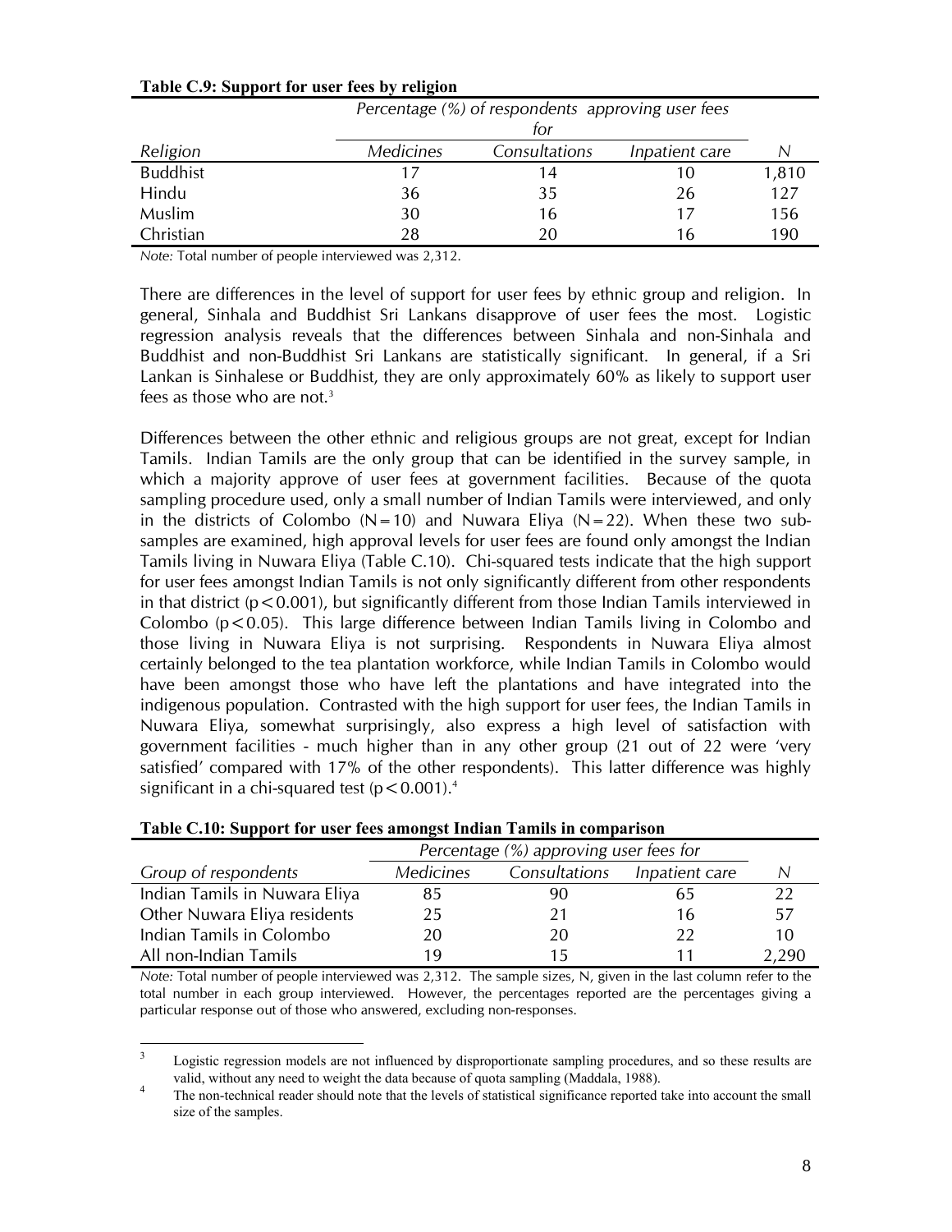**Table C.9: Support for user fees by religion**

| Religion | Percentage (%) of respondents approving user fees for | | | N |
|---|---|---|---|---|
| | Medicines | Consultations | Inpatient care | |
| Buddhist | 17 | 14 | 10 | 1,810 |
| Hindu | 36 | 35 | 26 | 127 |
| Muslim | 30 | 16 | 17 | 156 |
| Christian | 28 | 20 | 16 | 190 |

*Note:* Total number of people interviewed was 2,312.

There are differences in the level of support for user fees by ethnic group and religion. In general, Sinhala and Buddhist Sri Lankans disapprove of user fees the most. Logistic regression analysis reveals that the differences between Sinhala and non-Sinhala and Buddhist and non-Buddhist Sri Lankans are statistically significant. In general, if a Sri Lankan is Sinhalese or Buddhist, they are only approximately 60% as likely to support user fees as those who are not.[3]

Differences between the other ethnic and religious groups are not great, except for Indian Tamils. Indian Tamils are the only group that can be identified in the survey sample, in which a majority approve of user fees at government facilities. Because of the quota sampling procedure used, only a small number of Indian Tamils were interviewed, and only in the districts of Colombo ($N=10$) and Nuwara Eliya ($N=22$). When these two sub-samples are examined, high approval levels for user fees are found only amongst the Indian Tamils living in Nuwara Eliya (Table C.10). Chi-squared tests indicate that the high support for user fees amongst Indian Tamils is not only significantly different from other respondents in that district ($p<0.001$), but significantly different from those Indian Tamils interviewed in Colombo ($p<0.05$). This large difference between Indian Tamils living in Colombo and those living in Nuwara Eliya is not surprising. Respondents in Nuwara Eliya almost certainly belonged to the tea plantation workforce, while Indian Tamils in Colombo would have been amongst those who have left the plantations and have integrated into the indigenous population. Contrasted with the high support for user fees, the Indian Tamils in Nuwara Eliya, somewhat surprisingly, also express a high level of satisfaction with government facilities - much higher than in any other group (21 out of 22 were 'very satisfied' compared with 17% of the other respondents). This latter difference was highly significant in a chi-squared test ($p<0.001$).[4]

**Table C.10: Support for user fees amongst Indian Tamils in comparison**

| Group of respondents | Percentage (%) approving user fees for | | | N |
|---|---|---|---|---|
| | Medicines | Consultations | Inpatient care | |
| Indian Tamils in Nuwara Eliya | 85 | 90 | 65 | 22 |
| Other Nuwara Eliya residents | 25 | 21 | 16 | 57 |
| Indian Tamils in Colombo | 20 | 20 | 22 | 10 |
| All non-Indian Tamils | 19 | 15 | 11 | 2,290 |

*Note:* Total number of people interviewed was 2,312. The sample sizes, N, given in the last column refer to the total number in each group interviewed. However, the percentages reported are the percentages giving a particular response out of those who answered, excluding non-responses.

[3] Logistic regression models are not influenced by disproportionate sampling procedures, and so these results are valid, without any need to weight the data because of quota sampling (Maddala, 1988).

[4] The non-technical reader should note that the levels of statistical significance reported take into account the small size of the samples.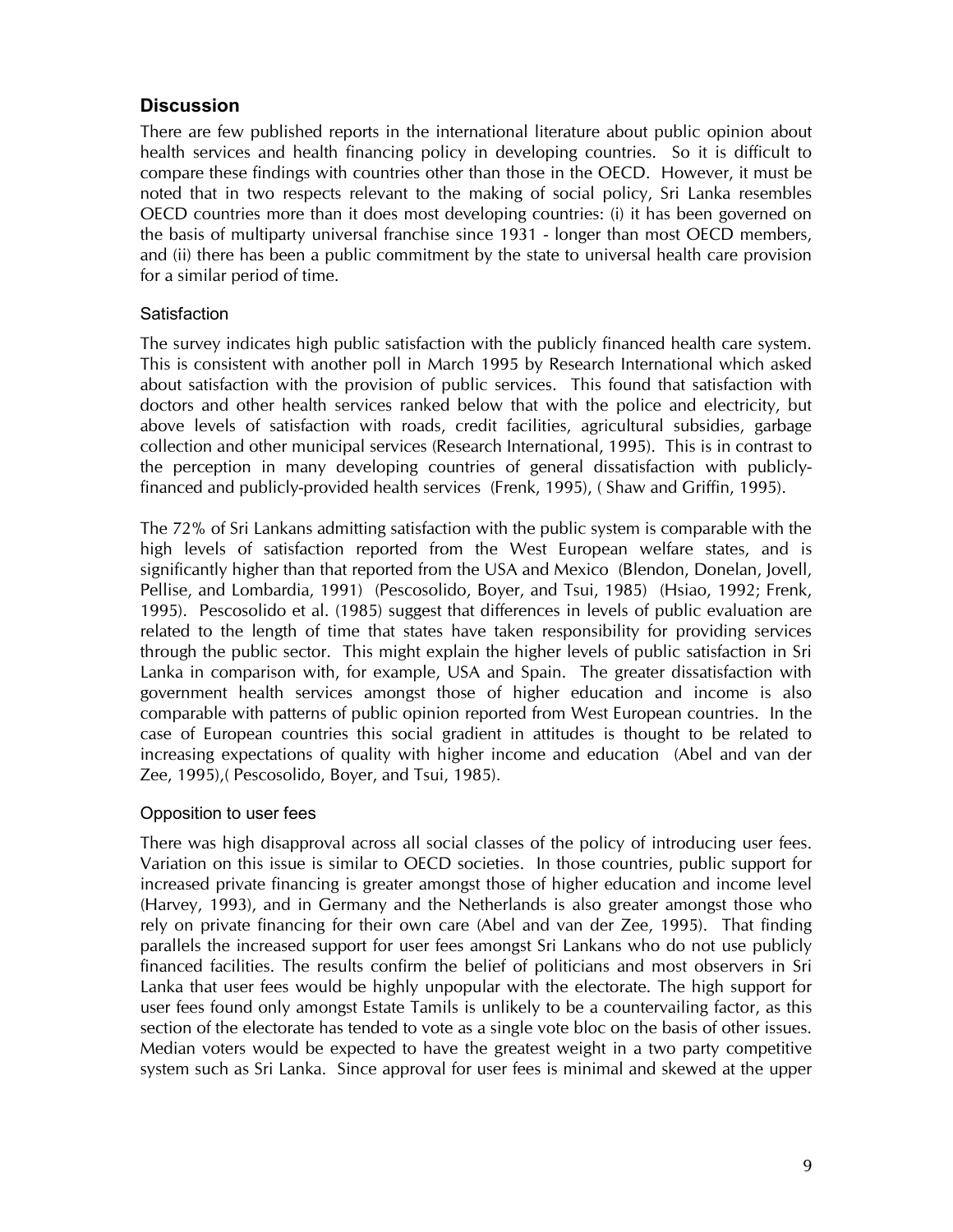## Discussion

There are few published reports in the international literature about public opinion about health services and health financing policy in developing countries. So it is difficult to compare these findings with countries other than those in the OECD. However, it must be noted that in two respects relevant to the making of social policy, Sri Lanka resembles OECD countries more than it does most developing countries: (i) it has been governed on the basis of multiparty universal franchise since 1931 - longer than most OECD members, and (ii) there has been a public commitment by the state to universal health care provision for a similar period of time.

### Satisfaction

The survey indicates high public satisfaction with the publicly financed health care system. This is consistent with another poll in March 1995 by Research International which asked about satisfaction with the provision of public services. This found that satisfaction with doctors and other health services ranked below that with the police and electricity, but above levels of satisfaction with roads, credit facilities, agricultural subsidies, garbage collection and other municipal services (Research International, 1995). This is in contrast to the perception in many developing countries of general dissatisfaction with publicly-financed and publicly-provided health services (Frenk, 1995), ( Shaw and Griffin, 1995).

The 72% of Sri Lankans admitting satisfaction with the public system is comparable with the high levels of satisfaction reported from the West European welfare states, and is significantly higher than that reported from the USA and Mexico (Blendon, Donelan, Jovell, Pellise, and Lombardia, 1991) (Pescosolido, Boyer, and Tsui, 1985) (Hsiao, 1992; Frenk, 1995). Pescosolido et al. (1985) suggest that differences in levels of public evaluation are related to the length of time that states have taken responsibility for providing services through the public sector. This might explain the higher levels of public satisfaction in Sri Lanka in comparison with, for example, USA and Spain. The greater dissatisfaction with government health services amongst those of higher education and income is also comparable with patterns of public opinion reported from West European countries. In the case of European countries this social gradient in attitudes is thought to be related to increasing expectations of quality with higher income and education (Abel and van der Zee, 1995),( Pescosolido, Boyer, and Tsui, 1985).

### Opposition to user fees

There was high disapproval across all social classes of the policy of introducing user fees. Variation on this issue is similar to OECD societies. In those countries, public support for increased private financing is greater amongst those of higher education and income level (Harvey, 1993), and in Germany and the Netherlands is also greater amongst those who rely on private financing for their own care (Abel and van der Zee, 1995). That finding parallels the increased support for user fees amongst Sri Lankans who do not use publicly financed facilities. The results confirm the belief of politicians and most observers in Sri Lanka that user fees would be highly unpopular with the electorate. The high support for user fees found only amongst Estate Tamils is unlikely to be a countervailing factor, as this section of the electorate has tended to vote as a single vote bloc on the basis of other issues. Median voters would be expected to have the greatest weight in a two party competitive system such as Sri Lanka. Since approval for user fees is minimal and skewed at the upper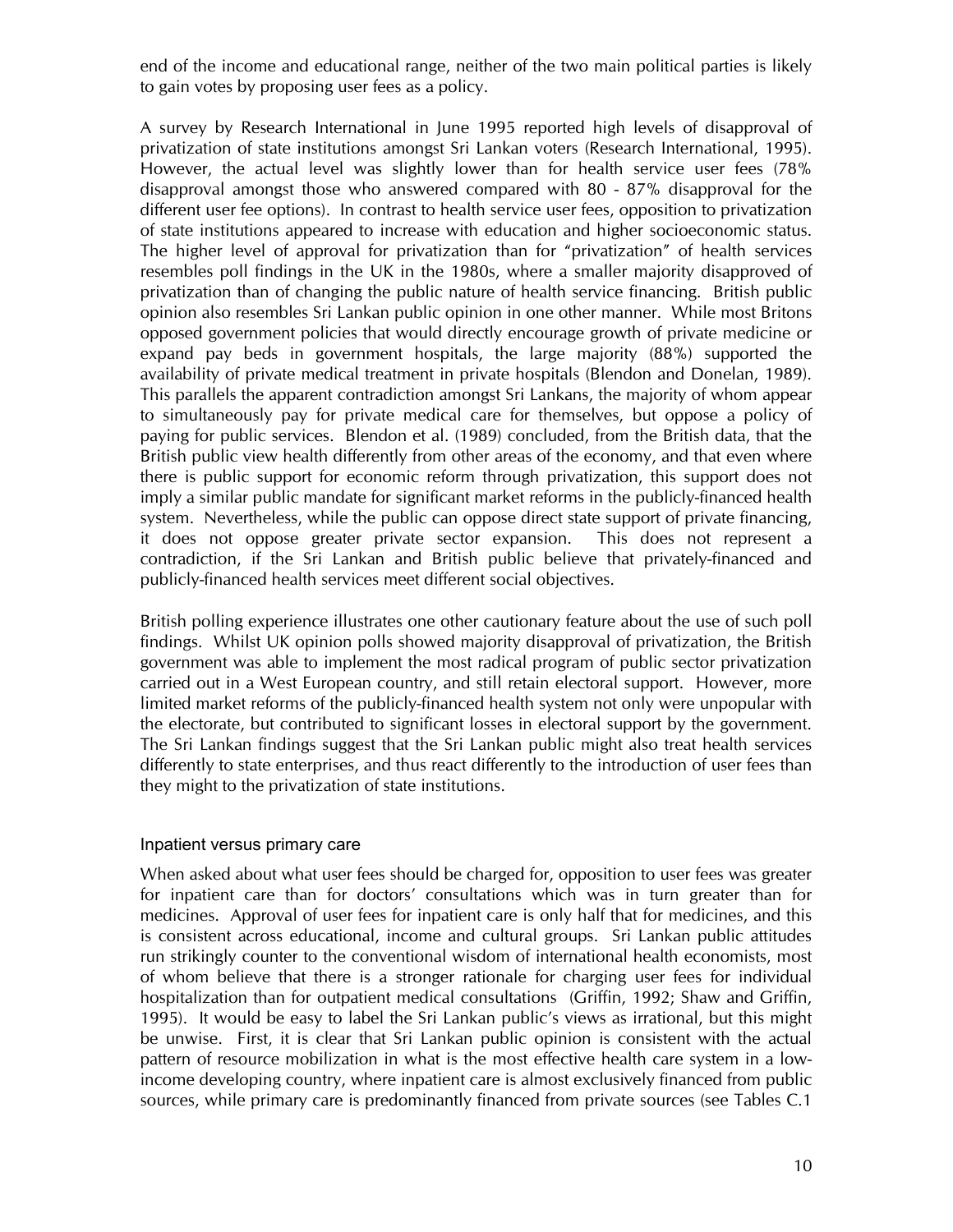end of the income and educational range, neither of the two main political parties is likely to gain votes by proposing user fees as a policy.

A survey by Research International in June 1995 reported high levels of disapproval of privatization of state institutions amongst Sri Lankan voters (Research International, 1995). However, the actual level was slightly lower than for health service user fees (78% disapproval amongst those who answered compared with 80 - 87% disapproval for the different user fee options). In contrast to health service user fees, opposition to privatization of state institutions appeared to increase with education and higher socioeconomic status. The higher level of approval for privatization than for "privatization" of health services resembles poll findings in the UK in the 1980s, where a smaller majority disapproved of privatization than of changing the public nature of health service financing. British public opinion also resembles Sri Lankan public opinion in one other manner. While most Britons opposed government policies that would directly encourage growth of private medicine or expand pay beds in government hospitals, the large majority (88%) supported the availability of private medical treatment in private hospitals (Blendon and Donelan, 1989). This parallels the apparent contradiction amongst Sri Lankans, the majority of whom appear to simultaneously pay for private medical care for themselves, but oppose a policy of paying for public services. Blendon et al. (1989) concluded, from the British data, that the British public view health differently from other areas of the economy, and that even where there is public support for economic reform through privatization, this support does not imply a similar public mandate for significant market reforms in the publicly-financed health system. Nevertheless, while the public can oppose direct state support of private financing, it does not oppose greater private sector expansion. This does not represent a contradiction, if the Sri Lankan and British public believe that privately-financed and publicly-financed health services meet different social objectives.

British polling experience illustrates one other cautionary feature about the use of such poll findings. Whilst UK opinion polls showed majority disapproval of privatization, the British government was able to implement the most radical program of public sector privatization carried out in a West European country, and still retain electoral support. However, more limited market reforms of the publicly-financed health system not only were unpopular with the electorate, but contributed to significant losses in electoral support by the government. The Sri Lankan findings suggest that the Sri Lankan public might also treat health services differently to state enterprises, and thus react differently to the introduction of user fees than they might to the privatization of state institutions.

### Inpatient versus primary care

When asked about what user fees should be charged for, opposition to user fees was greater for inpatient care than for doctors' consultations which was in turn greater than for medicines. Approval of user fees for inpatient care is only half that for medicines, and this is consistent across educational, income and cultural groups. Sri Lankan public attitudes run strikingly counter to the conventional wisdom of international health economists, most of whom believe that there is a stronger rationale for charging user fees for individual hospitalization than for outpatient medical consultations (Griffin, 1992; Shaw and Griffin, 1995). It would be easy to label the Sri Lankan public's views as irrational, but this might be unwise. First, it is clear that Sri Lankan public opinion is consistent with the actual pattern of resource mobilization in what is the most effective health care system in a low-income developing country, where inpatient care is almost exclusively financed from public sources, while primary care is predominantly financed from private sources (see Tables C.1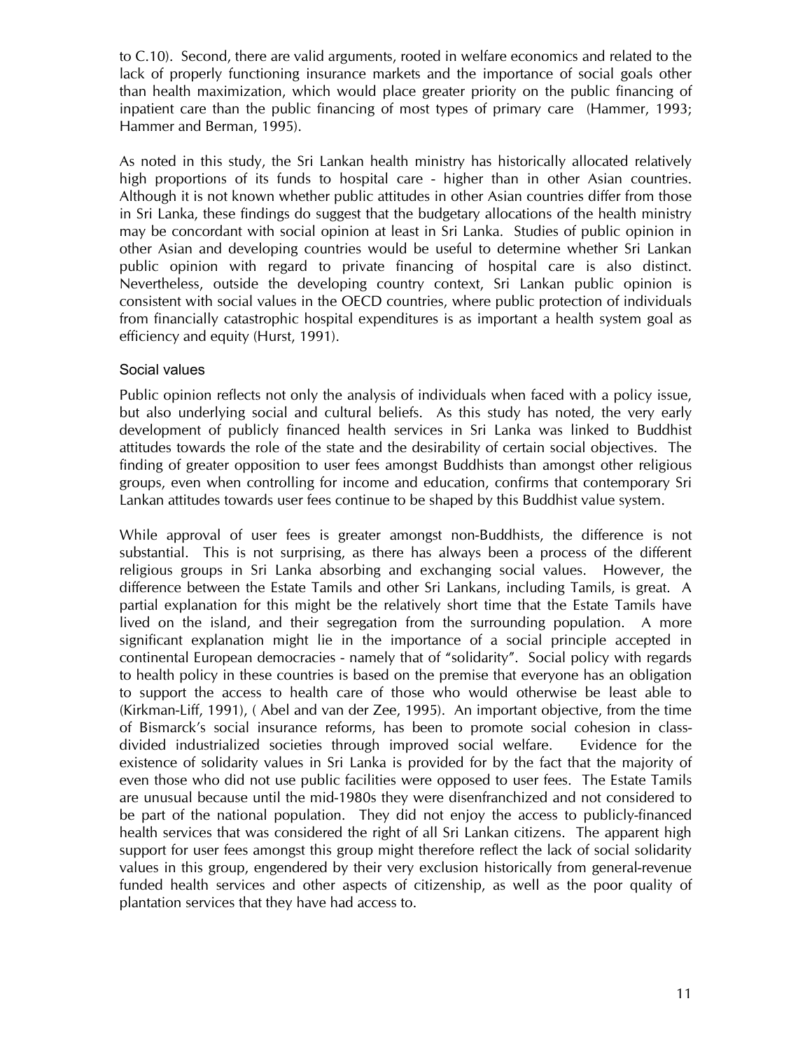to C.10). Second, there are valid arguments, rooted in welfare economics and related to the lack of properly functioning insurance markets and the importance of social goals other than health maximization, which would place greater priority on the public financing of inpatient care than the public financing of most types of primary care (Hammer, 1993; Hammer and Berman, 1995).

As noted in this study, the Sri Lankan health ministry has historically allocated relatively high proportions of its funds to hospital care - higher than in other Asian countries. Although it is not known whether public attitudes in other Asian countries differ from those in Sri Lanka, these findings do suggest that the budgetary allocations of the health ministry may be concordant with social opinion at least in Sri Lanka. Studies of public opinion in other Asian and developing countries would be useful to determine whether Sri Lankan public opinion with regard to private financing of hospital care is also distinct. Nevertheless, outside the developing country context, Sri Lankan public opinion is consistent with social values in the OECD countries, where public protection of individuals from financially catastrophic hospital expenditures is as important a health system goal as efficiency and equity (Hurst, 1991).

### Social values

Public opinion reflects not only the analysis of individuals when faced with a policy issue, but also underlying social and cultural beliefs. As this study has noted, the very early development of publicly financed health services in Sri Lanka was linked to Buddhist attitudes towards the role of the state and the desirability of certain social objectives. The finding of greater opposition to user fees amongst Buddhists than amongst other religious groups, even when controlling for income and education, confirms that contemporary Sri Lankan attitudes towards user fees continue to be shaped by this Buddhist value system.

While approval of user fees is greater amongst non-Buddhists, the difference is not substantial. This is not surprising, as there has always been a process of the different religious groups in Sri Lanka absorbing and exchanging social values. However, the difference between the Estate Tamils and other Sri Lankans, including Tamils, is great. A partial explanation for this might be the relatively short time that the Estate Tamils have lived on the island, and their segregation from the surrounding population. A more significant explanation might lie in the importance of a social principle accepted in continental European democracies - namely that of "solidarity". Social policy with regards to health policy in these countries is based on the premise that everyone has an obligation to support the access to health care of those who would otherwise be least able to (Kirkman-Liff, 1991), ( Abel and van der Zee, 1995). An important objective, from the time of Bismarck's social insurance reforms, has been to promote social cohesion in class-divided industrialized societies through improved social welfare. Evidence for the existence of solidarity values in Sri Lanka is provided for by the fact that the majority of even those who did not use public facilities were opposed to user fees. The Estate Tamils are unusual because until the mid-1980s they were disenfranchized and not considered to be part of the national population. They did not enjoy the access to publicly-financed health services that was considered the right of all Sri Lankan citizens. The apparent high support for user fees amongst this group might therefore reflect the lack of social solidarity values in this group, engendered by their very exclusion historically from general-revenue funded health services and other aspects of citizenship, as well as the poor quality of plantation services that they have had access to.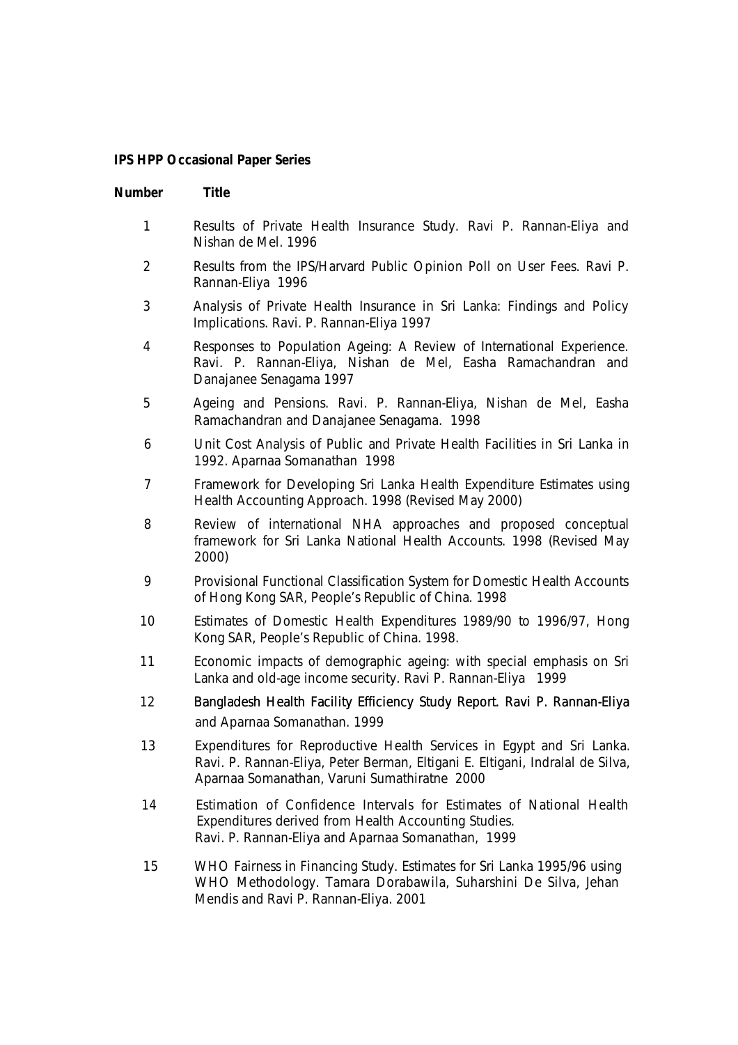**IPS HPP Occasional Paper Series**

| Number | Title |
|---|---|
| 1 | Results of Private Health Insurance Study. Ravi P. Rannan-Eliya and Nishan de Mel. 1996 |
| 2 | Results from the IPS/Harvard Public Opinion Poll on User Fees. Ravi P. Rannan-Eliya 1996 |
| 3 | Analysis of Private Health Insurance in Sri Lanka: Findings and Policy Implications. Ravi. P. Rannan-Eliya 1997 |
| 4 | Responses to Population Ageing: A Review of International Experience. Ravi. P. Rannan-Eliya, Nishan de Mel, Easha Ramachandran and Danajanee Senagama 1997 |
| 5 | Ageing and Pensions. Ravi. P. Rannan-Eliya, Nishan de Mel, Easha Ramachandran and Danajanee Senagama. 1998 |
| 6 | Unit Cost Analysis of Public and Private Health Facilities in Sri Lanka in 1992. Aparnaa Somanathan 1998 |
| 7 | Framework for Developing Sri Lanka Health Expenditure Estimates using Health Accounting Approach. 1998 (Revised May 2000) |
| 8 | Review of international NHA approaches and proposed conceptual framework for Sri Lanka National Health Accounts. 1998 (Revised May 2000) |
| 9 | Provisional Functional Classification System for Domestic Health Accounts of Hong Kong SAR, People's Republic of China. 1998 |
| 10 | Estimates of Domestic Health Expenditures 1989/90 to 1996/97, Hong Kong SAR, People's Republic of China. 1998. |
| 11 | Economic impacts of demographic ageing: with special emphasis on Sri Lanka and old-age income security. Ravi P. Rannan-Eliya 1999 |
| 12 | Bangladesh Health Facility Efficiency Study Report. Ravi P. Rannan-Eliya and Aparnaa Somanathan. 1999 |
| 13 | Expenditures for Reproductive Health Services in Egypt and Sri Lanka. Ravi. P. Rannan-Eliya, Peter Berman, Eltigani E. Eltigani, Indralal de Silva, Aparnaa Somanathan, Varuni Sumathiratne 2000 |
| 14 | Estimation of Confidence Intervals for Estimates of National Health Expenditures derived from Health Accounting Studies. Ravi. P. Rannan-Eliya and Aparnaa Somanathan, 1999 |
| 15 | WHO Fairness in Financing Study. Estimates for Sri Lanka 1995/96 using WHO Methodology. Tamara Dorabawila, Suharshini De Silva, Jehan Mendis and Ravi P. Rannan-Eliya. 2001 |